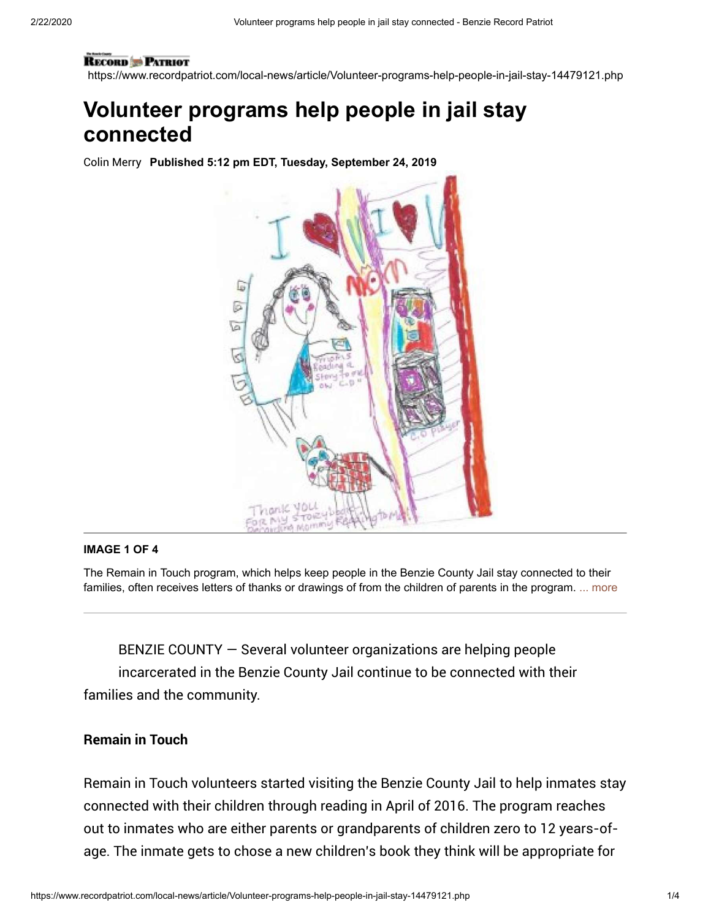https://www.recordpatriot.com/local-news/article/Volunteer-programs-help-people-in-jail-stay-14479121.php

# Volunteer programs help people in jail stay connected

Colin Merry **Published 5:12 pm EDT, Tuesday, September 24, 2019**

**IMAGE 1 OF 4**

The Remain in Touch program, which helps keep people in the Benzie County Jail stay connected to their families, often receives letters of thanks or drawings of from the children of parents in the program. ... more

BENZIE COUNTY — Several volunteer organizations are helping people incarcerated in the Benzie County Jail continue to be connected with their families and the community.

**Remain in Touch**

Remain in Touch volunteers started visiting the Benzie County Jail to help inmates stay connected with their children through reading in April of 2016. The program reaches out to inmates who are either parents or grandparents of children zero to 12 years-of-age. The inmate gets to chose a new children's book they think will be appropriate for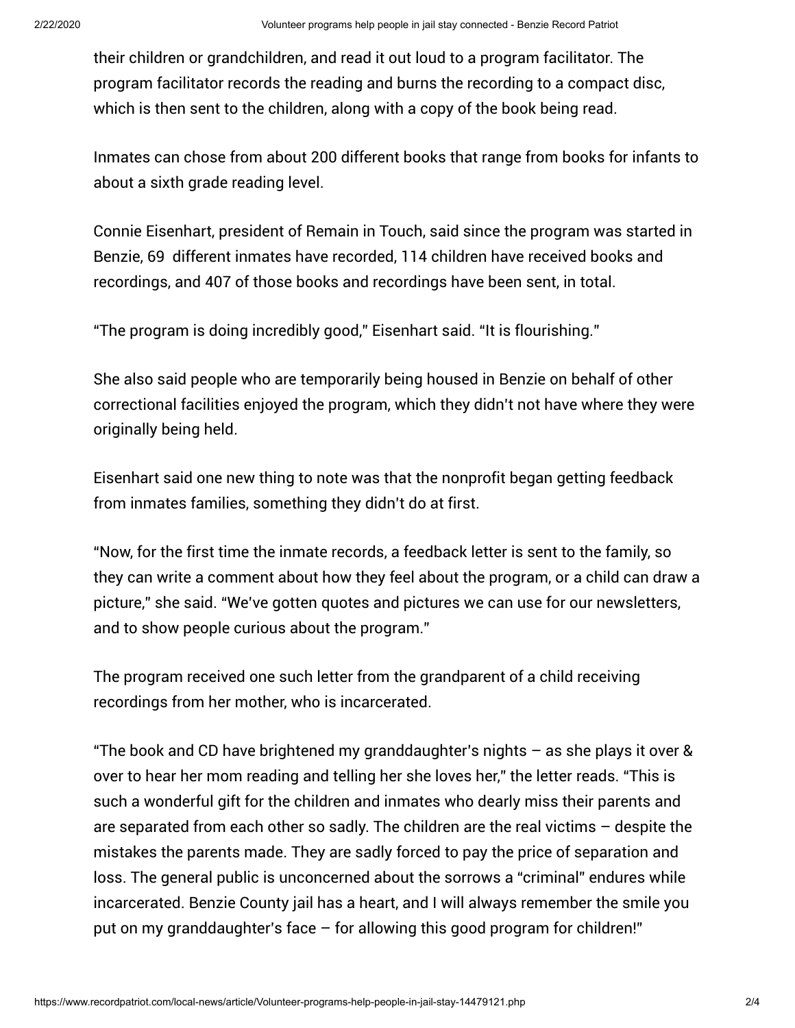their children or grandchildren, and read it out loud to a program facilitator. The program facilitator records the reading and burns the recording to a compact disc, which is then sent to the children, along with a copy of the book being read.

Inmates can chose from about 200 different books that range from books for infants to about a sixth grade reading level.

Connie Eisenhart, president of Remain in Touch, said since the program was started in Benzie, 69  different inmates have recorded, 114 children have received books and recordings, and 407 of those books and recordings have been sent, in total.

"The program is doing incredibly good," Eisenhart said. "It is flourishing."

She also said people who are temporarily being housed in Benzie on behalf of other correctional facilities enjoyed the program, which they didn't not have where they were originally being held.

Eisenhart said one new thing to note was that the nonprofit began getting feedback from inmates families, something they didn't do at first.

"Now, for the first time the inmate records, a feedback letter is sent to the family, so they can write a comment about how they feel about the program, or a child can draw a picture," she said. "We've gotten quotes and pictures we can use for our newsletters, and to show people curious about the program."

The program received one such letter from the grandparent of a child receiving recordings from her mother, who is incarcerated.

"The book and CD have brightened my granddaughter's nights – as she plays it over & over to hear her mom reading and telling her she loves her," the letter reads. "This is such a wonderful gift for the children and inmates who dearly miss their parents and are separated from each other so sadly. The children are the real victims – despite the mistakes the parents made. They are sadly forced to pay the price of separation and loss. The general public is unconcerned about the sorrows a "criminal" endures while incarcerated. Benzie County jail has a heart, and I will always remember the smile you put on my granddaughter's face – for allowing this good program for children!"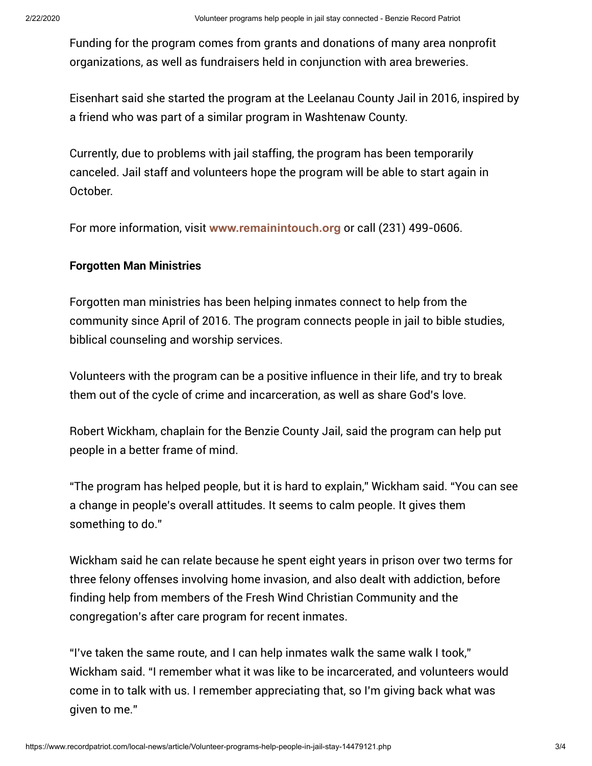Funding for the program comes from grants and donations of many area nonprofit organizations, as well as fundraisers held in conjunction with area breweries.

Eisenhart said she started the program at the Leelanau County Jail in 2016, inspired by a friend who was part of a similar program in Washtenaw County.

Currently, due to problems with jail staffing, the program has been temporarily canceled. Jail staff and volunteers hope the program will be able to start again in October.

For more information, visit **www.remainintouch.org** or call (231) 499-0606.

**Forgotten Man Ministries**

Forgotten man ministries has been helping inmates connect to help from the community since April of 2016. The program connects people in jail to bible studies, biblical counseling and worship services.

Volunteers with the program can be a positive influence in their life, and try to break them out of the cycle of crime and incarceration, as well as share God's love.

Robert Wickham, chaplain for the Benzie County Jail, said the program can help put people in a better frame of mind.

"The program has helped people, but it is hard to explain," Wickham said. "You can see a change in people's overall attitudes. It seems to calm people. It gives them something to do."

Wickham said he can relate because he spent eight years in prison over two terms for three felony offenses involving home invasion, and also dealt with addiction, before finding help from members of the Fresh Wind Christian Community and the congregation's after care program for recent inmates.

"I've taken the same route, and I can help inmates walk the same walk I took," Wickham said. "I remember what it was like to be incarcerated, and volunteers would come in to talk with us. I remember appreciating that, so I'm giving back what was given to me."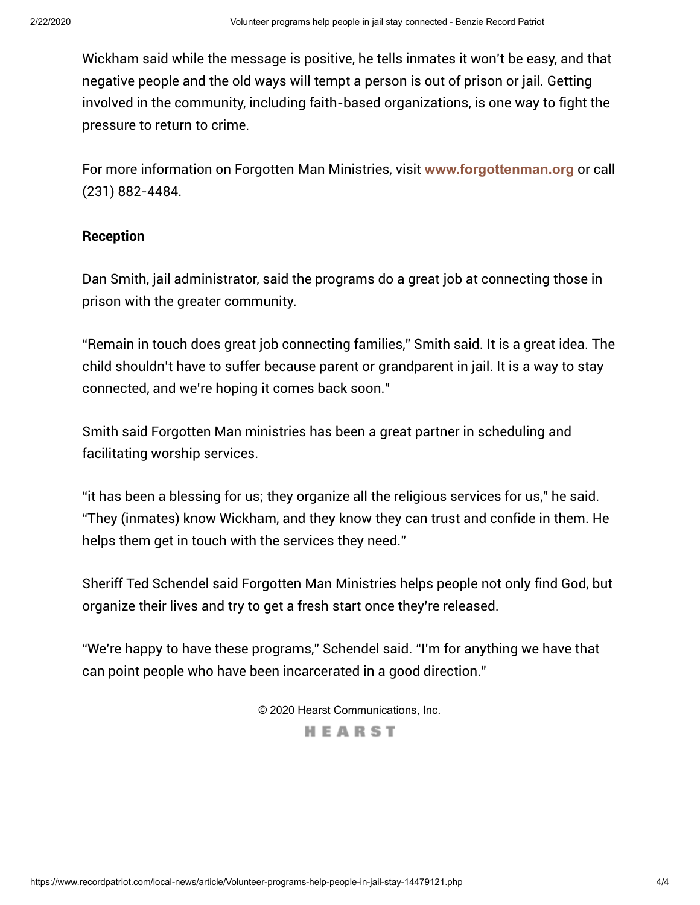Wickham said while the message is positive, he tells inmates it won't be easy, and that negative people and the old ways will tempt a person is out of prison or jail. Getting involved in the community, including faith-based organizations, is one way to fight the pressure to return to crime.

For more information on Forgotten Man Ministries, visit **www.forgottenman.org** or call (231) 882-4484.

**Reception**

Dan Smith, jail administrator, said the programs do a great job at connecting those in prison with the greater community.

"Remain in touch does great job connecting families," Smith said. It is a great idea. The child shouldn't have to suffer because parent or grandparent in jail. It is a way to stay connected, and we're hoping it comes back soon."

Smith said Forgotten Man ministries has been a great partner in scheduling and facilitating worship services.

"it has been a blessing for us; they organize all the religious services for us," he said. "They (inmates) know Wickham, and they know they can trust and confide in them. He helps them get in touch with the services they need."

Sheriff Ted Schendel said Forgotten Man Ministries helps people not only find God, but organize their lives and try to get a fresh start once they're released.

"We're happy to have these programs," Schendel said. "I'm for anything we have that can point people who have been incarcerated in a good direction."

© 2020 Hearst Communications, Inc.

HEARST